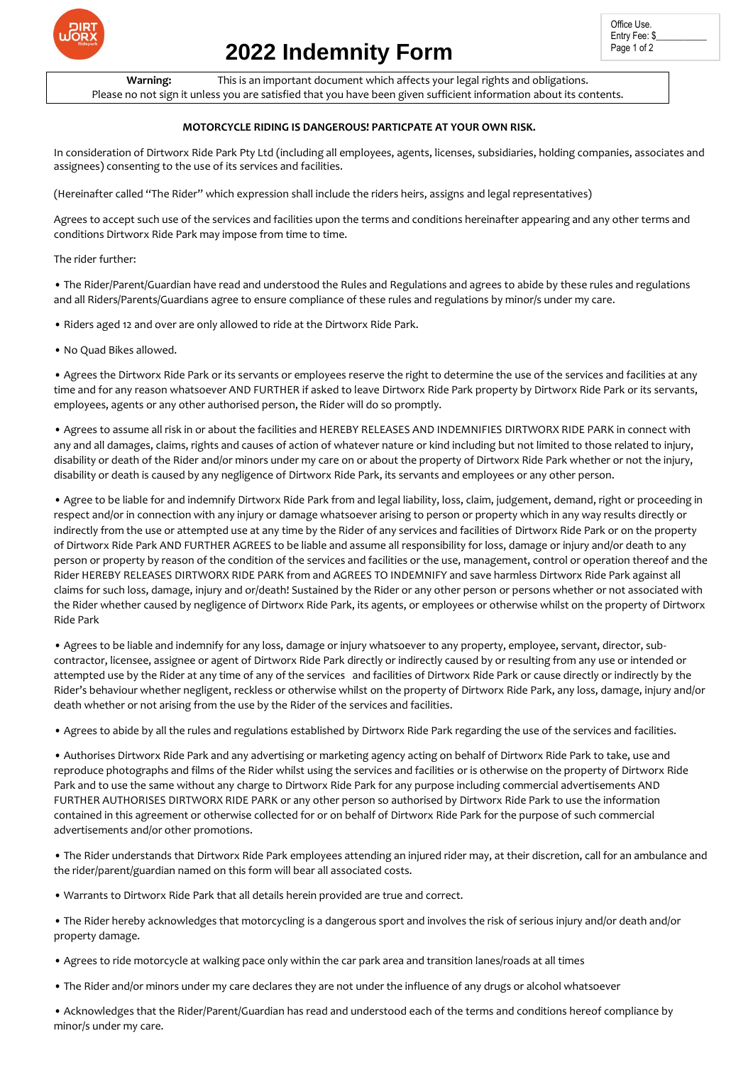# 2022 Indemnity Form

Office Use.
Entry Fee: $\_\_\_\_\_\_\_\_\_\_

**Warning:** This is an important document which affects your legal rights and obligations.
Please no not sign it unless you are satisfied that you have been given sufficient information about its contents.

**MOTORCYCLE RIDING IS DANGEROUS! PARTICPATE AT YOUR OWN RISK.**

In consideration of Dirtworx Ride Park Pty Ltd (including all employees, agents, licenses, subsidiaries, holding companies, associates and assignees) consenting to the use of its services and facilities.

(Hereinafter called "The Rider" which expression shall include the riders heirs, assigns and legal representatives)

Agrees to accept such use of the services and facilities upon the terms and conditions hereinafter appearing and any other terms and conditions Dirtworx Ride Park may impose from time to time.

The rider further:

- The Rider/Parent/Guardian have read and understood the Rules and Regulations and agrees to abide by these rules and regulations and all Riders/Parents/Guardians agree to ensure compliance of these rules and regulations by minor/s under my care.
- Riders aged 12 and over are only allowed to ride at the Dirtworx Ride Park.
- No Quad Bikes allowed.
- Agrees the Dirtworx Ride Park or its servants or employees reserve the right to determine the use of the services and facilities at any time and for any reason whatsoever AND FURTHER if asked to leave Dirtworx Ride Park property by Dirtworx Ride Park or its servants, employees, agents or any other authorised person, the Rider will do so promptly.
- Agrees to assume all risk in or about the facilities and HEREBY RELEASES AND INDEMNIFIES DIRTWORX RIDE PARK in connect with any and all damages, claims, rights and causes of action of whatever nature or kind including but not limited to those related to injury, disability or death of the Rider and/or minors under my care on or about the property of Dirtworx Ride Park whether or not the injury, disability or death is caused by any negligence of Dirtworx Ride Park, its servants and employees or any other person.
- Agree to be liable for and indemnify Dirtworx Ride Park from and legal liability, loss, claim, judgement, demand, right or proceeding in respect and/or in connection with any injury or damage whatsoever arising to person or property which in any way results directly or indirectly from the use or attempted use at any time by the Rider of any services and facilities of Dirtworx Ride Park or on the property of Dirtworx Ride Park AND FURTHER AGREES to be liable and assume all responsibility for loss, damage or injury and/or death to any person or property by reason of the condition of the services and facilities or the use, management, control or operation thereof and the Rider HEREBY RELEASES DIRTWORX RIDE PARK from and AGREES TO INDEMNIFY and save harmless Dirtworx Ride Park against all claims for such loss, damage, injury and or/death! Sustained by the Rider or any other person or persons whether or not associated with the Rider whether caused by negligence of Dirtworx Ride Park, its agents, or employees or otherwise whilst on the property of Dirtworx Ride Park
- Agrees to be liable and indemnify for any loss, damage or injury whatsoever to any property, employee, servant, director, sub-contractor, licensee, assignee or agent of Dirtworx Ride Park directly or indirectly caused by or resulting from any use or intended or attempted use by the Rider at any time of any of the services and facilities of Dirtworx Ride Park or cause directly or indirectly by the Rider's behaviour whether negligent, reckless or otherwise whilst on the property of Dirtworx Ride Park, any loss, damage, injury and/or death whether or not arising from the use by the Rider of the services and facilities.
- Agrees to abide by all the rules and regulations established by Dirtworx Ride Park regarding the use of the services and facilities.
- Authorises Dirtworx Ride Park and any advertising or marketing agency acting on behalf of Dirtworx Ride Park to take, use and reproduce photographs and films of the Rider whilst using the services and facilities or is otherwise on the property of Dirtworx Ride Park and to use the same without any charge to Dirtworx Ride Park for any purpose including commercial advertisements AND FURTHER AUTHORISES DIRTWORX RIDE PARK or any other person so authorised by Dirtworx Ride Park to use the information contained in this agreement or otherwise collected for or on behalf of Dirtworx Ride Park for the purpose of such commercial advertisements and/or other promotions.
- The Rider understands that Dirtworx Ride Park employees attending an injured rider may, at their discretion, call for an ambulance and the rider/parent/guardian named on this form will bear all associated costs.
- Warrants to Dirtworx Ride Park that all details herein provided are true and correct.
- The Rider hereby acknowledges that motorcycling is a dangerous sport and involves the risk of serious injury and/or death and/or property damage.
- Agrees to ride motorcycle at walking pace only within the car park area and transition lanes/roads at all times
- The Rider and/or minors under my care declares they are not under the influence of any drugs or alcohol whatsoever
- Acknowledges that the Rider/Parent/Guardian has read and understood each of the terms and conditions hereof compliance by minor/s under my care.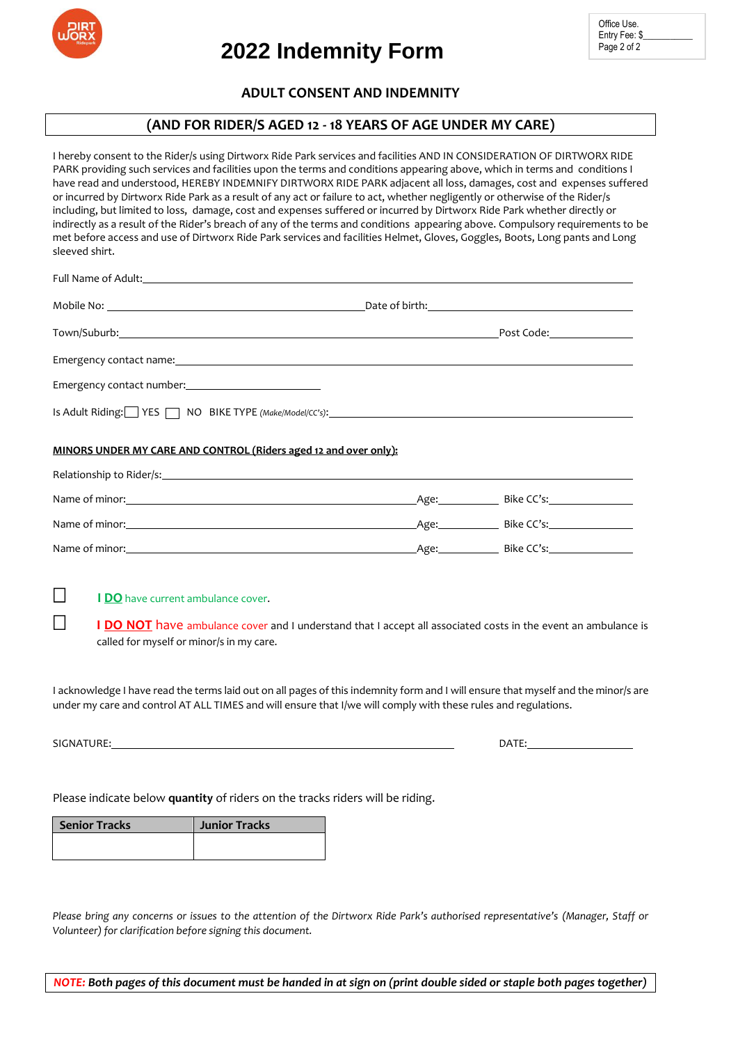DIRT WORX Ridepark

# 2022 Indemnity Form

Office Use.
Entry Fee: $\_\_\_\_\_\_\_\_\_\_

## ADULT CONSENT AND INDEMNITY

### (AND FOR RIDER/S AGED 12 - 18 YEARS OF AGE UNDER MY CARE)

I hereby consent to the Rider/s using Dirtworx Ride Park services and facilities AND IN CONSIDERATION OF DIRTWORX RIDE PARK providing such services and facilities upon the terms and conditions appearing above, which in terms and conditions I have read and understood, HEREBY INDEMNIFY DIRTWORX RIDE PARK adjacent all loss, damages, cost and expenses suffered or incurred by Dirtworx Ride Park as a result of any act or failure to act, whether negligently or otherwise of the Rider/s including, but limited to loss, damage, cost and expenses suffered or incurred by Dirtworx Ride Park whether directly or indirectly as a result of the Rider's breach of any of the terms and conditions appearing above. Compulsory requirements to be met before access and use of Dirtworx Ride Park services and facilities Helmet, Gloves, Goggles, Boots, Long pants and Long sleeved shirt.

Full Name of Adult:\_\_\_\_\_\_\_\_\_\_\_\_\_\_\_\_\_\_\_\_\_\_\_\_\_\_\_\_\_\_\_\_\_\_\_\_\_\_\_\_

Mobile No: \_\_\_\_\_\_\_\_\_\_\_\_\_\_\_\_\_\_\_\_ Date of birth:\_\_\_\_\_\_\_\_\_\_\_\_\_\_\_\_\_\_\_\_

Town/Suburb:\_\_\_\_\_\_\_\_\_\_\_\_\_\_\_\_\_\_\_\_\_\_\_\_\_\_\_\_\_\_ Post Code:\_\_\_\_\_\_\_\_\_\_

Emergency contact name:\_\_\_\_\_\_\_\_\_\_\_\_\_\_\_\_\_\_\_\_\_\_\_\_\_\_\_\_\_\_\_\_\_\_\_\_

Emergency contact number:\_\_\_\_\_\_\_\_\_\_\_\_\_\_\_\_\_\_\_\_

Is Adult Riding: ☐ YES ☐ NO BIKE TYPE *(Make/Model/CC's)*:\_\_\_\_\_\_\_\_\_\_\_\_\_\_\_\_\_\_\_\_\_\_\_\_\_\_\_\_

**MINORS UNDER MY CARE AND CONTROL (Riders aged 12 and over only):**

Relationship to Rider/s:\_\_\_\_\_\_\_\_\_\_\_\_\_\_\_\_\_\_\_\_\_\_\_\_\_\_\_\_\_\_\_\_\_\_\_\_

Name of minor:\_\_\_\_\_\_\_\_\_\_\_\_\_\_\_\_\_\_\_\_\_\_\_\_\_\_\_\_\_\_ Age:\_\_\_\_\_\_\_\_ Bike CC's:\_\_\_\_\_\_\_\_\_\_

Name of minor:\_\_\_\_\_\_\_\_\_\_\_\_\_\_\_\_\_\_\_\_\_\_\_\_\_\_\_\_\_\_ Age:\_\_\_\_\_\_\_\_ Bike CC's:\_\_\_\_\_\_\_\_\_\_

Name of minor:\_\_\_\_\_\_\_\_\_\_\_\_\_\_\_\_\_\_\_\_\_\_\_\_\_\_\_\_\_\_ Age:\_\_\_\_\_\_\_\_ Bike CC's:\_\_\_\_\_\_\_\_\_\_

☐ **I DO** have current ambulance cover.

☐ **I DO NOT** have ambulance cover and I understand that I accept all associated costs in the event an ambulance is called for myself or minor/s in my care.

I acknowledge I have read the terms laid out on all pages of this indemnity form and I will ensure that myself and the minor/s are under my care and control AT ALL TIMES and will ensure that I/we will comply with these rules and regulations.

SIGNATURE:\_\_\_\_\_\_\_\_\_\_\_\_\_\_\_\_\_\_\_\_\_\_\_\_\_\_\_\_\_\_\_\_\_\_\_\_ DATE:\_\_\_\_\_\_\_\_\_\_\_\_\_\_\_\_

Please indicate below **quantity** of riders on the tracks riders will be riding.

| Senior Tracks | Junior Tracks |
|---|---|
| | |

*Please bring any concerns or issues to the attention of the Dirtworx Ride Park's authorised representative's (Manager, Staff or Volunteer) for clarification before signing this document.*

***NOTE:* Both pages of this document must be handed in at sign on (print double sided or staple both pages together)**